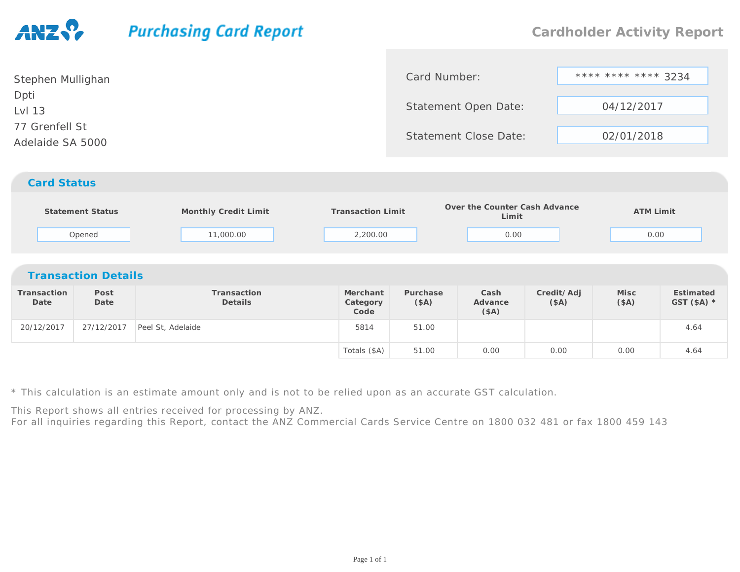ANZ

# Purchasing Card Report

## Cardholder Activity Report

Stephen Mullighan
Dpti
Lvl 13
77 Grenfell St
Adelaide SA 5000

| | |
|---|---|
| Card Number: | **** **** **** 3234 |
| Statement Open Date: | 04/12/2017 |
| Statement Close Date: | 02/01/2018 |

## Card Status

| Statement Status | Monthly Credit Limit | Transaction Limit | Over the Counter Cash Advance Limit | ATM Limit |
|---|---|---|---|---|
| Opened | 11,000.00 | 2,200.00 | 0.00 | 0.00 |

## Transaction Details

| Transaction Date | Post Date | Transaction Details | Merchant Category Code | Purchase ($A) | Cash Advance ($A) | Credit/ Adj ($A) | Misc ($A) | Estimated GST ($A) * |
|---|---|---|---|---|---|---|---|---|
| 20/12/2017 | 27/12/2017 | Peel St, Adelaide | 5814 | 51.00 | | | | 4.64 |
| | | | Totals ($A) | 51.00 | 0.00 | 0.00 | 0.00 | 4.64 |

* This calculation is an estimate amount only and is not to be relied upon as an accurate GST calculation.

This Report shows all entries received for processing by ANZ.
For all inquiries regarding this Report, contact the ANZ Commercial Cards Service Centre on 1800 032 481 or fax 1800 459 143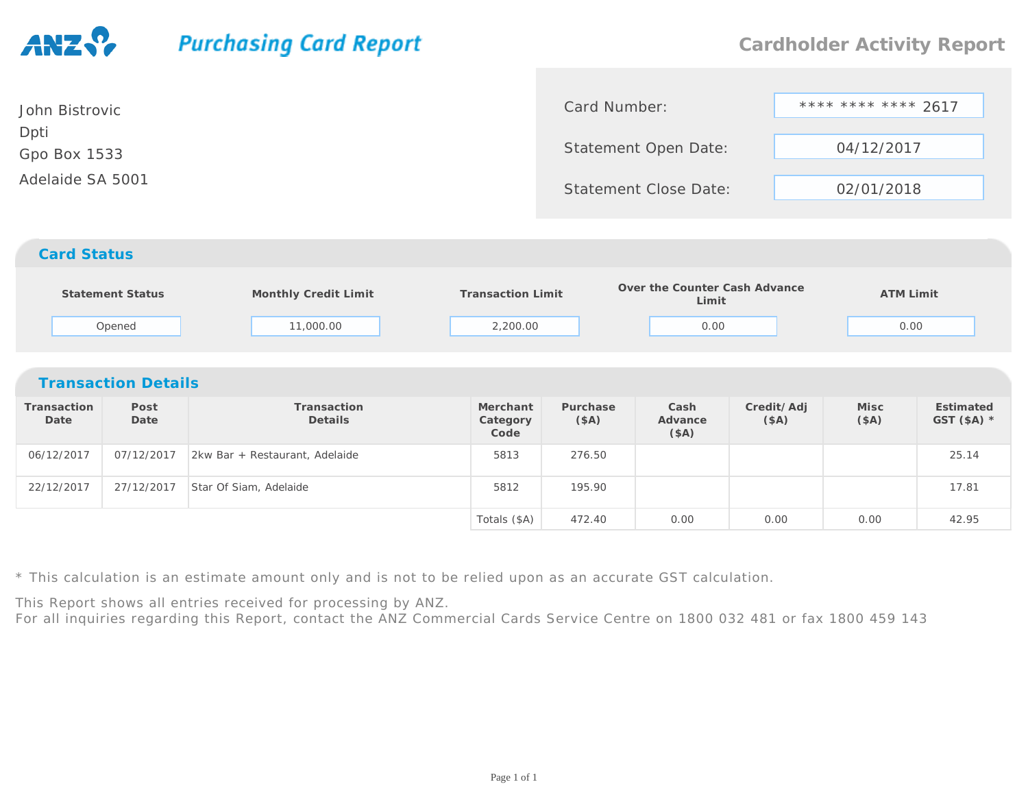ANZ **Purchasing Card Report**

## Cardholder Activity Report

John Bistrovic
Dpti
Gpo Box 1533
Adelaide SA 5001

| | |
|---|---|
| Card Number: | **** **** **** 2617 |
| Statement Open Date: | 04/12/2017 |
| Statement Close Date: | 02/01/2018 |

## Card Status

| Statement Status | Monthly Credit Limit | Transaction Limit | Over the Counter Cash Advance Limit | ATM Limit |
|---|---|---|---|---|
| Opened | 11,000.00 | 2,200.00 | 0.00 | 0.00 |

## Transaction Details

| Transaction Date | Post Date | Transaction Details | Merchant Category Code | Purchase ($A) | Cash Advance ($A) | Credit/ Adj ($A) | Misc ($A) | Estimated GST ($A) * |
|---|---|---|---|---|---|---|---|---|
| 06/12/2017 | 07/12/2017 | 2kw Bar + Restaurant, Adelaide | 5813 | 276.50 | | | | 25.14 |
| 22/12/2017 | 27/12/2017 | Star Of Siam, Adelaide | 5812 | 195.90 | | | | 17.81 |
| | | | Totals ($A) | 472.40 | 0.00 | 0.00 | 0.00 | 42.95 |

* This calculation is an estimate amount only and is not to be relied upon as an accurate GST calculation.

This Report shows all entries received for processing by ANZ.
For all inquiries regarding this Report, contact the ANZ Commercial Cards Service Centre on 1800 032 481 or fax 1800 459 143